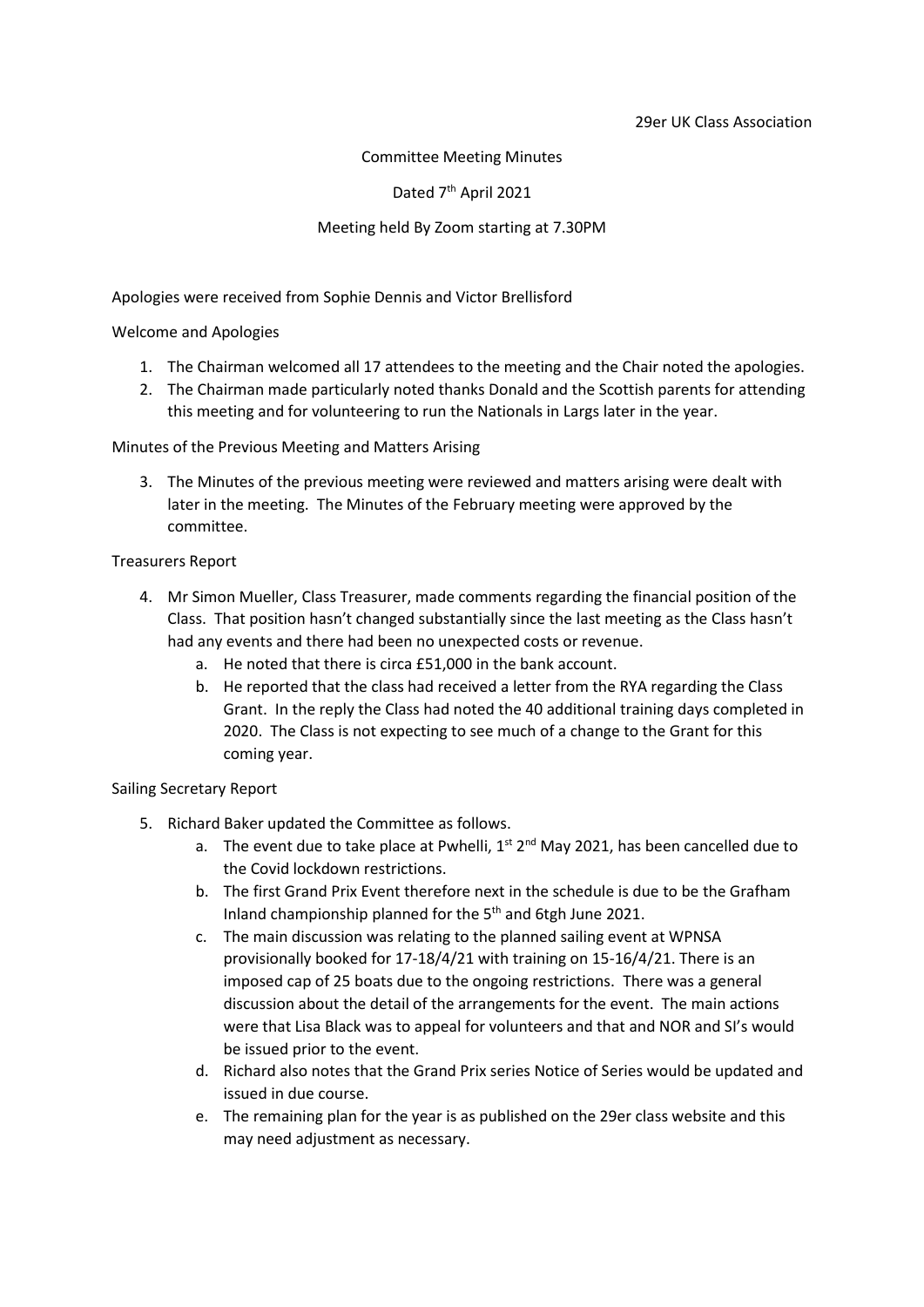29er UK Class Association

Committee Meeting Minutes

Dated 7th April 2021

Meeting held By Zoom starting at 7.30PM

Apologies were received from Sophie Dennis and Victor Brellisford

Welcome and Apologies

1. The Chairman welcomed all 17 attendees to the meeting and the Chair noted the apologies.
2. The Chairman made particularly noted thanks Donald and the Scottish parents for attending this meeting and for volunteering to run the Nationals in Largs later in the year.

Minutes of the Previous Meeting and Matters Arising

3. The Minutes of the previous meeting were reviewed and matters arising were dealt with later in the meeting. The Minutes of the February meeting were approved by the committee.

Treasurers Report

4. Mr Simon Mueller, Class Treasurer, made comments regarding the financial position of the Class. That position hasn't changed substantially since the last meeting as the Class hasn't had any events and there had been no unexpected costs or revenue.
   a. He noted that there is circa £51,000 in the bank account.
   b. He reported that the class had received a letter from the RYA regarding the Class Grant. In the reply the Class had noted the 40 additional training days completed in 2020. The Class is not expecting to see much of a change to the Grant for this coming year.

Sailing Secretary Report

5. Richard Baker updated the Committee as follows.
   a. The event due to take place at Pwhelli, 1st 2nd May 2021, has been cancelled due to the Covid lockdown restrictions.
   b. The first Grand Prix Event therefore next in the schedule is due to be the Grafham Inland championship planned for the 5th and 6tgh June 2021.
   c. The main discussion was relating to the planned sailing event at WPNSA provisionally booked for 17-18/4/21 with training on 15-16/4/21. There is an imposed cap of 25 boats due to the ongoing restrictions. There was a general discussion about the detail of the arrangements for the event. The main actions were that Lisa Black was to appeal for volunteers and that and NOR and SI's would be issued prior to the event.
   d. Richard also notes that the Grand Prix series Notice of Series would be updated and issued in due course.
   e. The remaining plan for the year is as published on the 29er class website and this may need adjustment as necessary.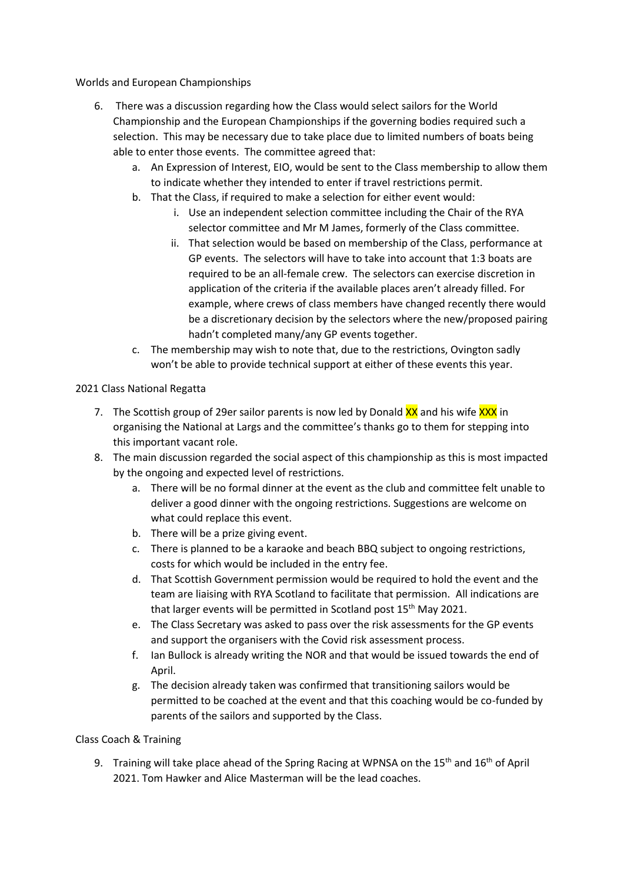Worlds and European Championships

6. There was a discussion regarding how the Class would select sailors for the World Championship and the European Championships if the governing bodies required such a selection. This may be necessary due to take place due to limited numbers of boats being able to enter those events. The committee agreed that:
   a. An Expression of Interest, EIO, would be sent to the Class membership to allow them to indicate whether they intended to enter if travel restrictions permit.
   b. That the Class, if required to make a selection for either event would:
      i. Use an independent selection committee including the Chair of the RYA selector committee and Mr M James, formerly of the Class committee.
      ii. That selection would be based on membership of the Class, performance at GP events. The selectors will have to take into account that 1:3 boats are required to be an all-female crew. The selectors can exercise discretion in application of the criteria if the available places aren't already filled. For example, where crews of class members have changed recently there would be a discretionary decision by the selectors where the new/proposed pairing hadn't completed many/any GP events together.
   c. The membership may wish to note that, due to the restrictions, Ovington sadly won't be able to provide technical support at either of these events this year.

2021 Class National Regatta

7. The Scottish group of 29er sailor parents is now led by Donald XX and his wife XXX in organising the National at Largs and the committee's thanks go to them for stepping into this important vacant role.
8. The main discussion regarded the social aspect of this championship as this is most impacted by the ongoing and expected level of restrictions.
   a. There will be no formal dinner at the event as the club and committee felt unable to deliver a good dinner with the ongoing restrictions. Suggestions are welcome on what could replace this event.
   b. There will be a prize giving event.
   c. There is planned to be a karaoke and beach BBQ subject to ongoing restrictions, costs for which would be included in the entry fee.
   d. That Scottish Government permission would be required to hold the event and the team are liaising with RYA Scotland to facilitate that permission. All indications are that larger events will be permitted in Scotland post 15th May 2021.
   e. The Class Secretary was asked to pass over the risk assessments for the GP events and support the organisers with the Covid risk assessment process.
   f. Ian Bullock is already writing the NOR and that would be issued towards the end of April.
   g. The decision already taken was confirmed that transitioning sailors would be permitted to be coached at the event and that this coaching would be co-funded by parents of the sailors and supported by the Class.

Class Coach & Training

9. Training will take place ahead of the Spring Racing at WPNSA on the 15th and 16th of April 2021. Tom Hawker and Alice Masterman will be the lead coaches.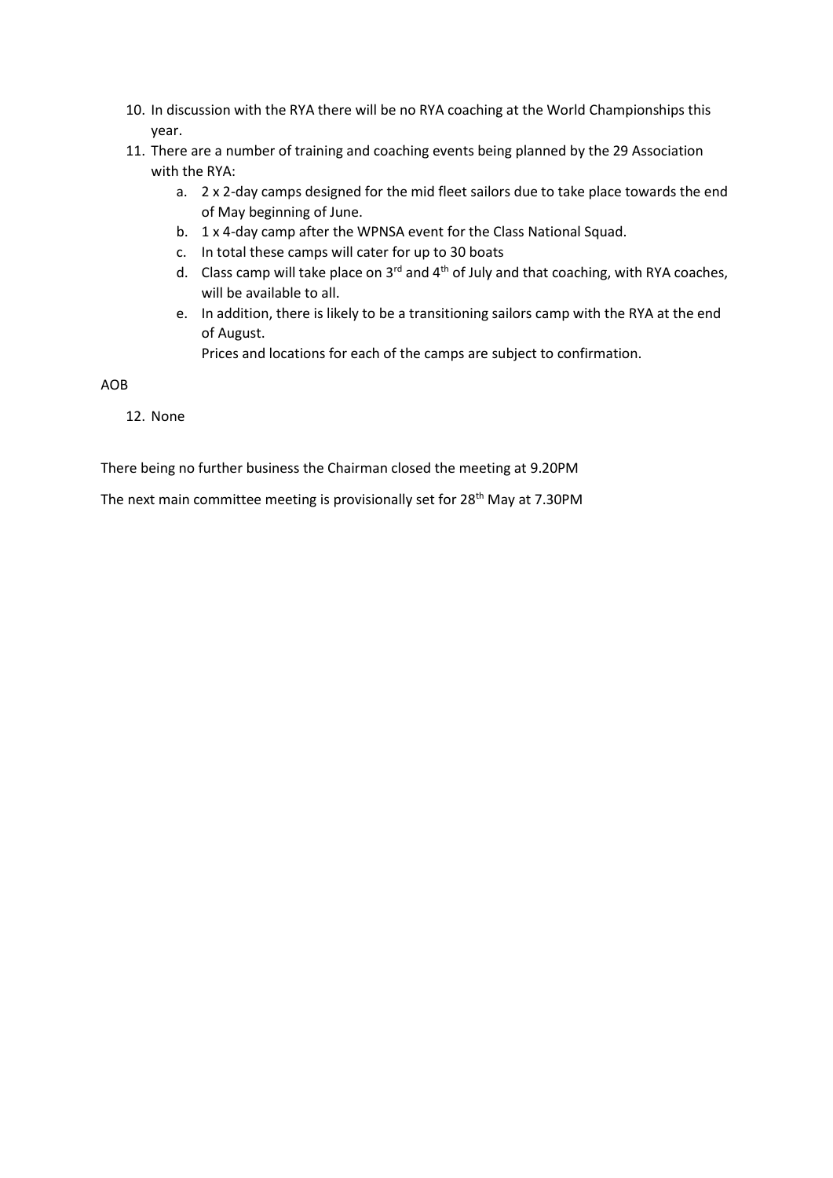10. In discussion with the RYA there will be no RYA coaching at the World Championships this year.
11. There are a number of training and coaching events being planned by the 29 Association with the RYA:
    a. 2 x 2-day camps designed for the mid fleet sailors due to take place towards the end of May beginning of June.
    b. 1 x 4-day camp after the WPNSA event for the Class National Squad.
    c. In total these camps will cater for up to 30 boats
    d. Class camp will take place on 3rd and 4th of July and that coaching, with RYA coaches, will be available to all.
    e. In addition, there is likely to be a transitioning sailors camp with the RYA at the end of August.

       Prices and locations for each of the camps are subject to confirmation.

AOB

12. None

There being no further business the Chairman closed the meeting at 9.20PM

The next main committee meeting is provisionally set for 28th May at 7.30PM